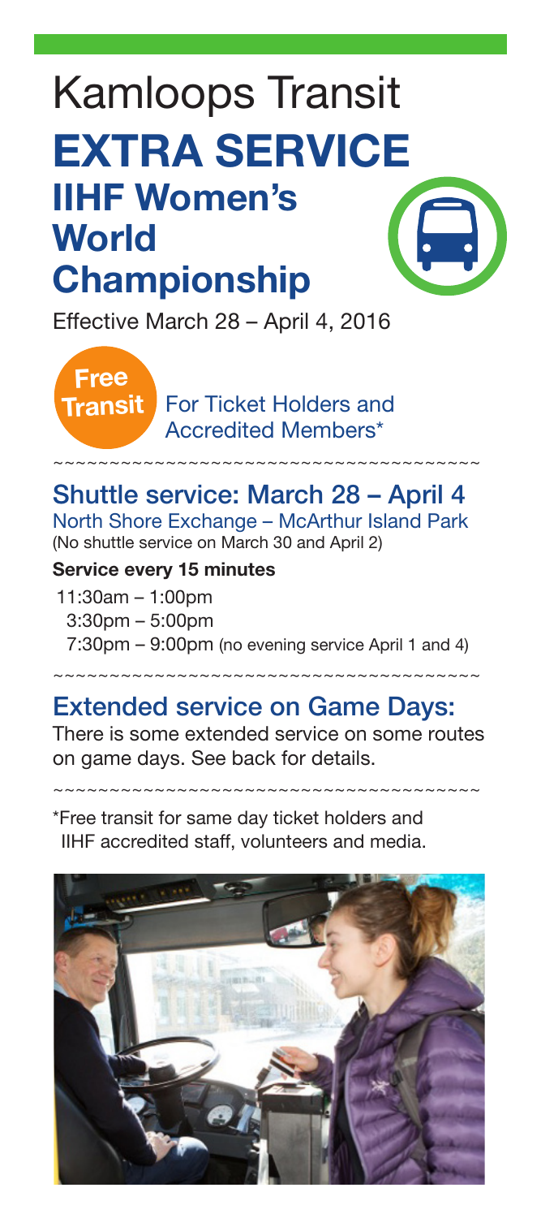# Kamloops Transit

# EXTRA SERVICE

## IIHF Women's World Championship

Effective March 28 – April 4, 2016

**Free Transit** For Ticket Holders and Accredited Members*

~~~~~~~~~~~~~~~~~~~~~~~~~~~~~~~~~~~~~~~~

## Shuttle service: March 28 – April 4

North Shore Exchange – McArthur Island Park
(No shuttle service on March 30 and April 2)

**Service every 15 minutes**

11:30am – 1:00pm
3:30pm – 5:00pm
7:30pm – 9:00pm (no evening service April 1 and 4)

~~~~~~~~~~~~~~~~~~~~~~~~~~~~~~~~~~~~~~~~

## Extended service on Game Days:

There is some extended service on some routes on game days. See back for details.

~~~~~~~~~~~~~~~~~~~~~~~~~~~~~~~~~~~~~~~~

*Free transit for same day ticket holders and IIHF accredited staff, volunteers and media.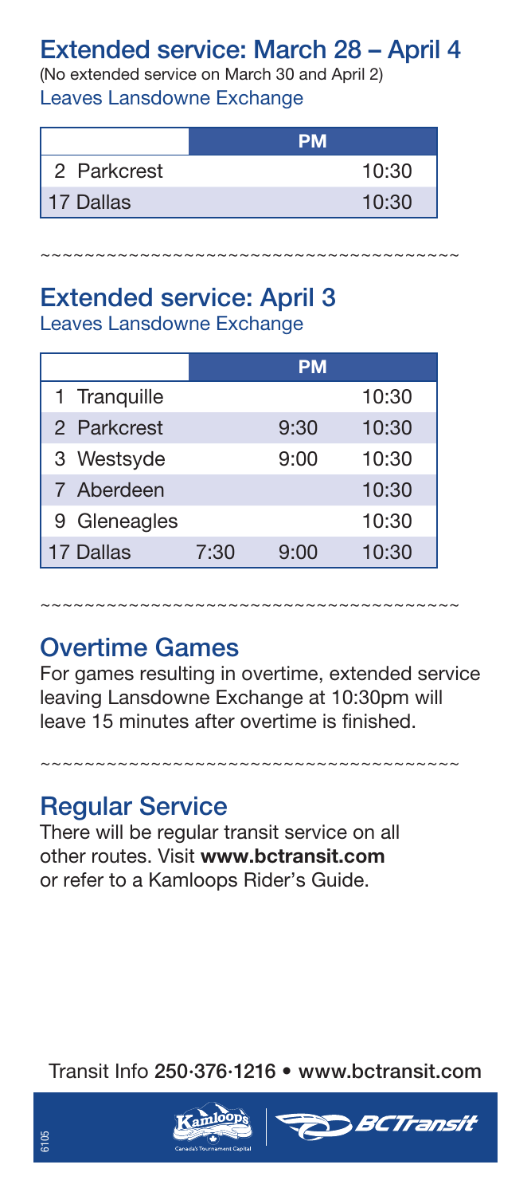## Extended service: March 28 – April 4

(No extended service on March 30 and April 2)

Leaves Lansdowne Exchange

| | PM |
|---|---|
| 2 Parkcrest | 10:30 |
| 17 Dallas | 10:30 |

~~~~~~~~~~~~~~~~~~~~~~~~~~~~~~~~~~~~~~~~

## Extended service: April 3

Leaves Lansdowne Exchange

| | PM | | |
|---|---|---|---|
| 1 Tranquille | | | 10:30 |
| 2 Parkcrest | | 9:30 | 10:30 |
| 3 Westsyde | | 9:00 | 10:30 |
| 7 Aberdeen | | | 10:30 |
| 9 Gleneagles | | | 10:30 |
| 17 Dallas | 7:30 | 9:00 | 10:30 |

~~~~~~~~~~~~~~~~~~~~~~~~~~~~~~~~~~~~~~~~

## Overtime Games

For games resulting in overtime, extended service leaving Lansdowne Exchange at 10:30pm will leave 15 minutes after overtime is finished.

~~~~~~~~~~~~~~~~~~~~~~~~~~~~~~~~~~~~~~~~

## Regular Service

There will be regular transit service on all other routes. Visit **www.bctransit.com** or refer to a Kamloops Rider's Guide.

Transit Info **250·376·1216 • www.bctransit.com**